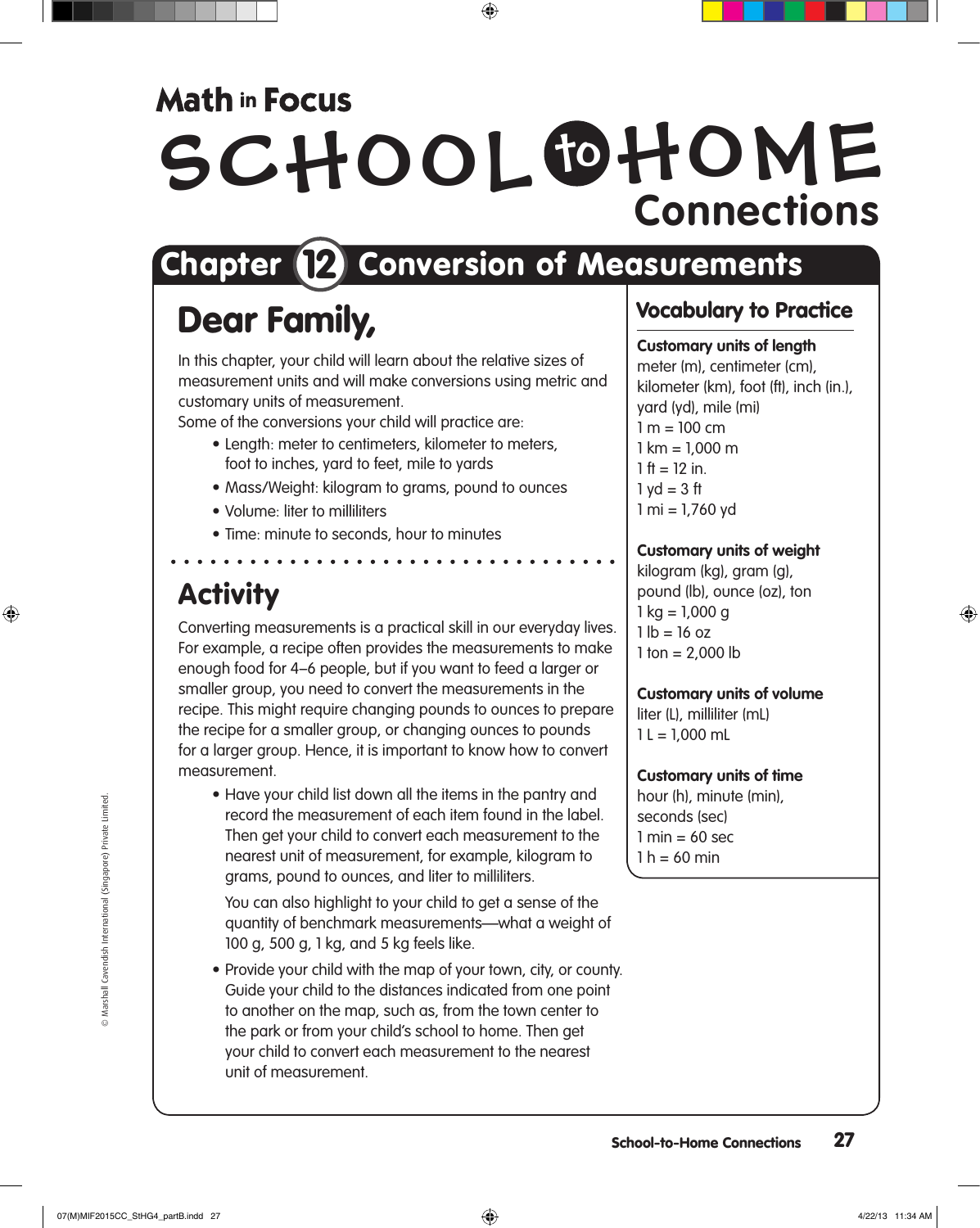# Math in Focus

# SCHOOL to HOME Connections

## Chapter 12 Conversion of Measurements

## Dear Family,

In this chapter, your child will learn about the relative sizes of measurement units and will make conversions using metric and customary units of measurement.

Some of the conversions your child will practice are:

- Length: meter to centimeters, kilometer to meters, foot to inches, yard to feet, mile to yards
- Mass/Weight: kilogram to grams, pound to ounces
- Volume: liter to milliliters
- Time: minute to seconds, hour to minutes

## Activity

Converting measurements is a practical skill in our everyday lives. For example, a recipe often provides the measurements to make enough food for 4–6 people, but if you want to feed a larger or smaller group, you need to convert the measurements in the recipe. This might require changing pounds to ounces to prepare the recipe for a smaller group, or changing ounces to pounds for a larger group. Hence, it is important to know how to convert measurement.

- Have your child list down all the items in the pantry and record the measurement of each item found in the label. Then get your child to convert each measurement to the nearest unit of measurement, for example, kilogram to grams, pound to ounces, and liter to milliliters.

  You can also highlight to your child to get a sense of the quantity of benchmark measurements—what a weight of 100 g, 500 g, 1 kg, and 5 kg feels like.

- Provide your child with the map of your town, city, or county. Guide your child to the distances indicated from one point to another on the map, such as, from the town center to the park or from your child's school to home. Then get your child to convert each measurement to the nearest unit of measurement.

## Vocabulary to Practice

**Customary units of length**
meter (m), centimeter (cm), kilometer (km), foot (ft), inch (in.), yard (yd), mile (mi)
1 m = 100 cm
1 km = 1,000 m
1 ft = 12 in.
1 yd = 3 ft
1 mi = 1,760 yd

**Customary units of weight**
kilogram (kg), gram (g), pound (lb), ounce (oz), ton
1 kg = 1,000 g
1 lb = 16 oz
1 ton = 2,000 lb

**Customary units of volume**
liter (L), milliliter (mL)
1 L = 1,000 mL

**Customary units of time**
hour (h), minute (min), seconds (sec)
1 min = 60 sec
1 h = 60 min

© Marshall Cavendish International (Singapore) Private Limited.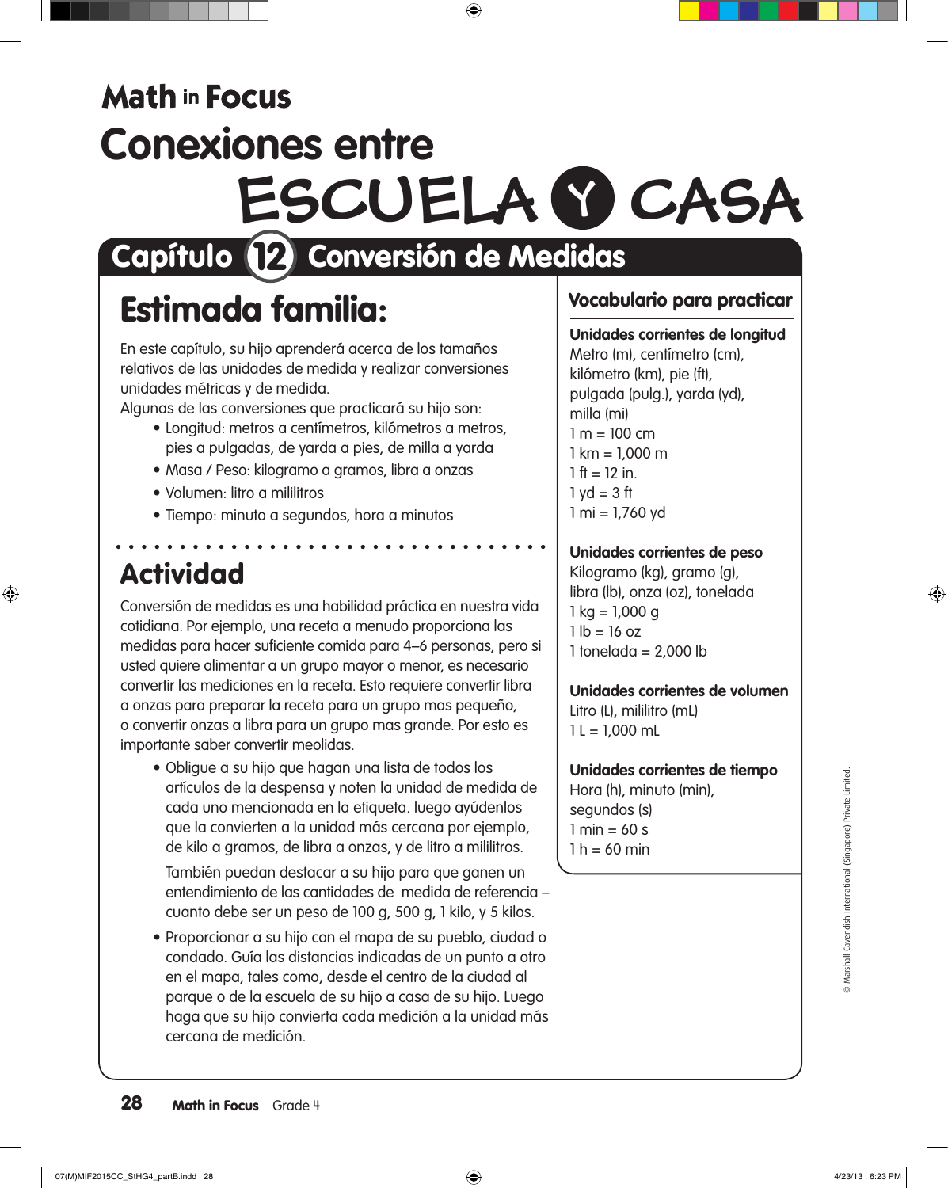# Math in Focus

# Conexiones entre ESCUELA Y CASA

## Capítulo 12 Conversión de Medidas

## Estimada familia:

En este capítulo, su hijo aprenderá acerca de los tamaños relativos de las unidades de medida y realizar conversiones unidades métricas y de medida.
Algunas de las conversiones que practicará su hijo son:

- Longitud: metros a centímetros, kilómetros a metros, pies a pulgadas, de yarda a pies, de milla a yarda
- Masa / Peso: kilogramo a gramos, libra a onzas
- Volumen: litro a mililitros
- Tiempo: minuto a segundos, hora a minutos

## Actividad

Conversión de medidas es una habilidad práctica en nuestra vida cotidiana. Por ejemplo, una receta a menudo proporciona las medidas para hacer suficiente comida para 4–6 personas, pero si usted quiere alimentar a un grupo mayor o menor, es necesario convertir las mediciones en la receta. Esto requiere convertir libra a onzas para preparar la receta para un grupo mas pequeño, o convertir onzas a libra para un grupo mas grande. Por esto es importante saber convertir meolidas.

- Obligue a su hijo que hagan una lista de todos los artículos de la despensa y noten la unidad de medida de cada uno mencionada en la etiqueta. luego ayúdenlos que la convierten a la unidad más cercana por ejemplo, de kilo a gramos, de libra a onzas, y de litro a mililitros.

  También puedan destacar a su hijo para que ganen un entendimiento de las cantidades de medida de referencia – cuanto debe ser un peso de 100 g, 500 g, 1 kilo, y 5 kilos.

- Proporcionar a su hijo con el mapa de su pueblo, ciudad o condado. Guía las distancias indicadas de un punto a otro en el mapa, tales como, desde el centro de la ciudad al parque o de la escuela de su hijo a casa de su hijo. Luego haga que su hijo convierta cada medición a la unidad más cercana de medición.

### Vocabulario para practicar

**Unidades corrientes de longitud**
Metro (m), centímetro (cm), kilómetro (km), pie (ft), pulgada (pulg.), yarda (yd), milla (mi)
1 m = 100 cm
1 km = 1,000 m
1 ft = 12 in.
1 yd = 3 ft
1 mi = 1,760 yd

**Unidades corrientes de peso**
Kilogramo (kg), gramo (g), libra (lb), onza (oz), tonelada
1 kg = 1,000 g
1 lb = 16 oz
1 tonelada = 2,000 lb

**Unidades corrientes de volumen**
Litro (L), mililitro (mL)
1 L = 1,000 mL

**Unidades corrientes de tiempo**
Hora (h), minuto (min), segundos (s)
1 min = 60 s
1 h = 60 min

© Marshall Cavendish International (Singapore) Private Limited.